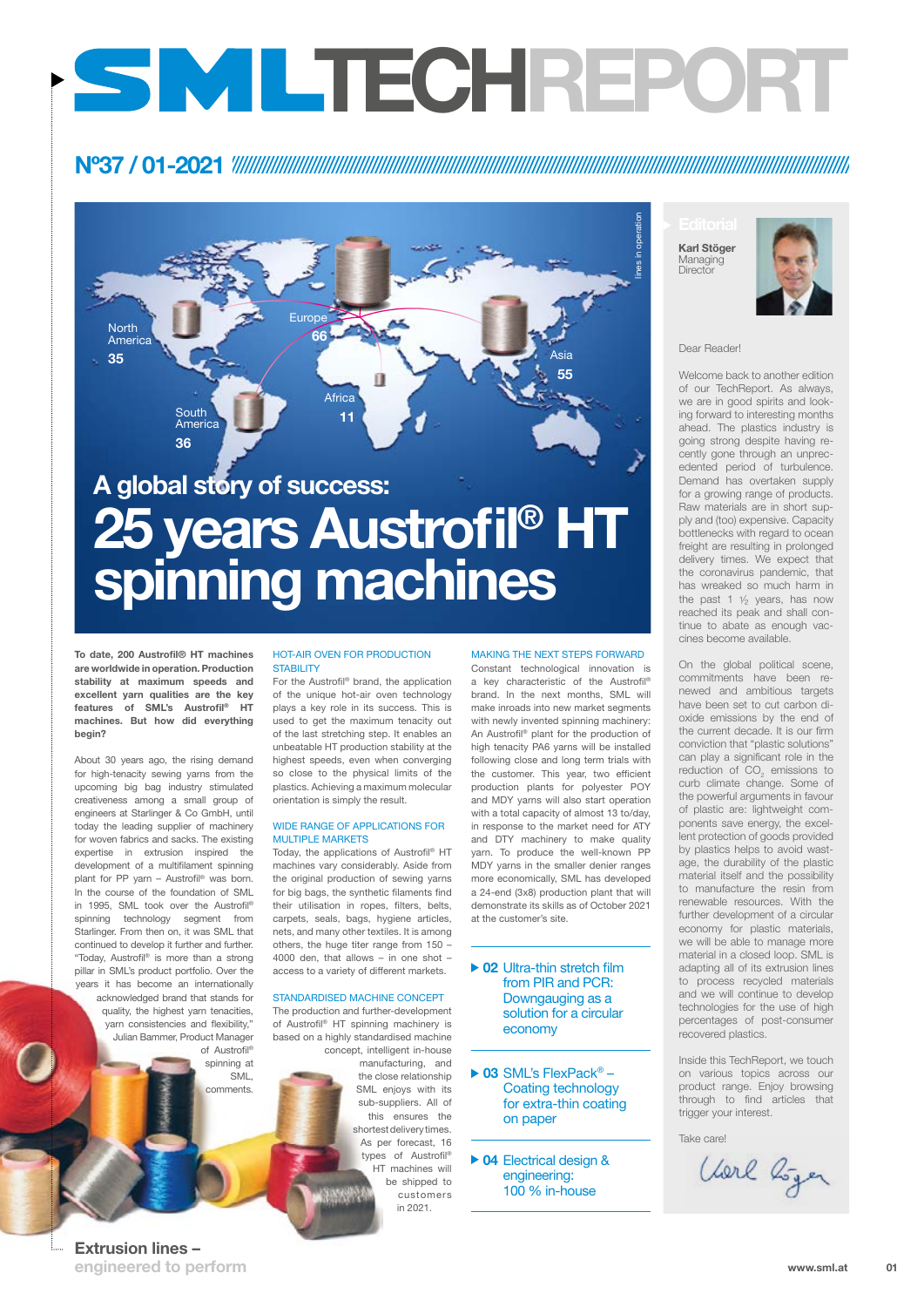# SML TECHREPORT

## Nº37 / 01-2021

North America 35
Europe 66
Asia 55
Africa 11
South America 36

lines in operation

# A global story of success:
# 25 years Austrofil® HT spinning machines

**To date, 200 Austrofil® HT machines are worldwide in operation. Production stability at maximum speeds and excellent yarn qualities are the key features of SML's Austrofil® HT machines. But how did everything begin?**

About 30 years ago, the rising demand for high-tenacity sewing yarns from the upcoming big bag industry stimulated creativeness among a small group of engineers at Starlinger & Co GmbH, until today the leading supplier of machinery for woven fabrics and sacks. The existing expertise in extrusion inspired the development of a multifilament spinning plant for PP yarn – Austrofil® was born. In the course of the foundation of SML in 1995, SML took over the Austrofil® spinning technology segment from Starlinger. From then on, it was SML that continued to develop it further and further. "Today, Austrofil® is more than a strong pillar in SML's product portfolio. Over the years it has become an internationally acknowledged brand that stands for quality, the highest yarn tenacities, yarn consistencies and flexibility," Julian Bammer, Product Manager of Austrofil® spinning at SML, comments.

### HOT-AIR OVEN FOR PRODUCTION STABILITY

For the Austrofil® brand, the application of the unique hot-air oven technology plays a key role in its success. This is used to get the maximum tenacity out of the last stretching step. It enables an unbeatable HT production stability at the highest speeds, even when converging so close to the physical limits of the plastics. Achieving a maximum molecular orientation is simply the result.

### WIDE RANGE OF APPLICATIONS FOR MULTIPLE MARKETS

Today, the applications of Austrofil® HT machines vary considerably. Aside from the original production of sewing yarns for big bags, the synthetic filaments find their utilisation in ropes, filters, belts, carpets, seals, bags, hygiene articles, nets, and many other textiles. It is among others, the huge titer range from 150 – 4000 den, that allows – in one shot – access to a variety of different markets.

### STANDARDISED MACHINE CONCEPT

The production and further-development of Austrofil® HT spinning machinery is based on a highly standardised machine concept, intelligent in-house manufacturing, and the close relationship SML enjoys with its sub-suppliers. All of this ensures the shortest delivery times. As per forecast, 16 types of Austrofil® HT machines will be shipped to customers in 2021.

### MAKING THE NEXT STEPS FORWARD

Constant technological innovation is a key characteristic of the Austrofil® brand. In the next months, SML will make inroads into new market segments with newly invented spinning machinery: An Austrofil® plant for the production of high tenacity PA6 yarns will be installed following close and long term trials with the customer. This year, two efficient production plants for polyester POY and MDY yarns will also start operation with a total capacity of almost 13 to/day, in response to the market need for ATY and DTY machinery to make quality yarn. To produce the well-known PP MDY yarns in the smaller denier ranges more economically, SML has developed a 24-end (3x8) production plant that will demonstrate its skills as of October 2021 at the customer's site.

---

▶ **02** Ultra-thin stretch film from PIR and PCR: Downgauging as a solution for a circular economy

▶ **03** SML's FlexPack® – Coating technology for extra-thin coating on paper

▶ **04** Electrical design & engineering: 100 % in-house

---

## Editorial

**Karl Stöger**
Managing Director

Dear Reader!

Welcome back to another edition of our TechReport. As always, we are in good spirits and looking forward to interesting months ahead. The plastics industry is going strong despite having recently gone through an unprecedented period of turbulence. Demand has overtaken supply for a growing range of products. Raw materials are in short supply and (too) expensive. Capacity bottlenecks with regard to ocean freight are resulting in prolonged delivery times. We expect that the coronavirus pandemic, that has wreaked so much harm in the past 1 ½ years, has now reached its peak and shall continue to abate as enough vaccines become available.

On the global political scene, commitments have been renewed and ambitious targets have been set to cut carbon dioxide emissions by the end of the current decade. It is our firm conviction that "plastic solutions" can play a significant role in the reduction of $CO_2$ emissions to curb climate change. Some of the powerful arguments in favour of plastic are: lightweight components save energy, the excellent protection of goods provided by plastics helps to avoid wastage, the durability of the plastic material itself and the possibility to manufacture the resin from renewable resources. With the further development of a circular economy for plastic materials, we will be able to manage more material in a closed loop. SML is adapting all of its extrusion lines to process recycled materials and we will continue to develop technologies for the use of high percentages of post-consumer recovered plastics.

Inside this TechReport, we touch on various topics across our product range. Enjoy browsing through to find articles that trigger your interest.

Take care!

**Extrusion lines – engineered to perform**

www.sml.at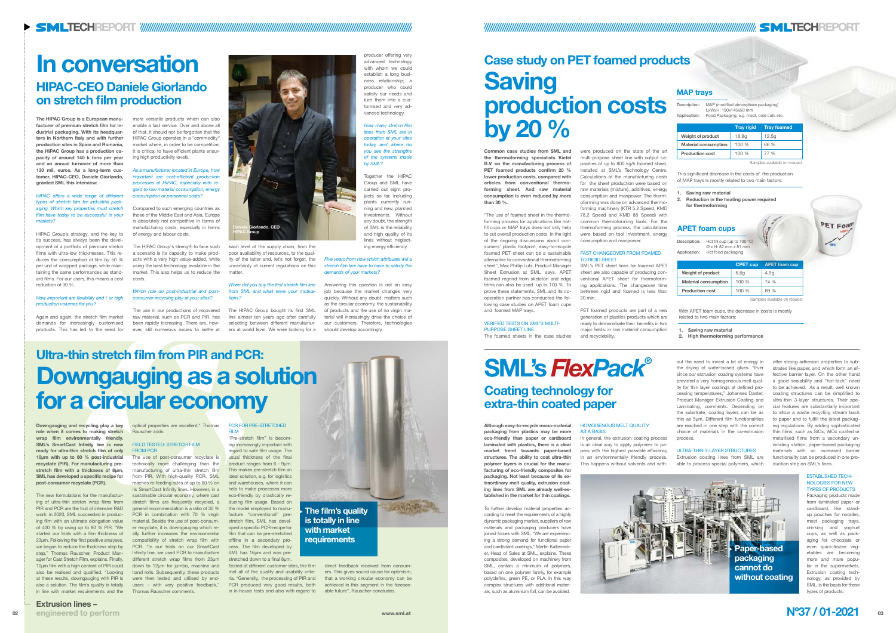# In conversation

## HIPAC-CEO Daniele Giorlando on stretch film production

**The HIPAC Group is a European manufacturer of premium stretch film for industrial packaging. With its headquarters in Northern Italy and with further production sites in Spain and Romania, the HIPAC Group has a production capacity of around 140 k tons per year and an annual turnover of more than 130 mil. euros. As a long-term customer, HIPAC-CEO, Daniele Giorlando, granted SML this interview:**

*HIPAC offers a wide range of different types of stretch film for industrial packaging. Which key properties must stretch film have today to be successful in your markets?*

HIPAC Group's strategy, and the key to its success, has always been the development of a portfolio of premium stretch films with ultra-low thicknesses. This reduces the consumption of film by 50 % per unit of wrapped package, while maintaining the same performances as standard films. For our users, this means a cost reduction of 30 %.

*How important are flexibility and / or high production volumes for you?*

Again and again, the stretch film market demands for increasingly customised products. This has led to the need for more versatile products which can also enable a fast service. Over and above all of that, it should not be forgotten that the HIPAC Group operates in a "commodity" market where, in order to be competitive, it is critical to have efficient plants ensuring high productivity levels.

*As a manufacturer located in Europe, how important are cost-efficient production processes at HIPAC, especially with regard to raw material consumption, energy consumption or personnel costs?*

Compared to such emerging countries as those of the Middle East and Asia, Europe is absolutely not competitive in terms of manufacturing costs, especially in terms of energy and labour costs.

The HIPAC Group's strength to face such a scenario is its capacity to make products with a very high value-added, while using the best technology available in the market. This also helps us to reduce the costs.

*Which role do post-industrial and post-consumer recycling play at your sites?*

The use in our productions of recovered raw material, such as PCR and PIR, has been rapidly increasing. There are, however, still numerous issues to settle at each level of the supply chain, from the poor availability of resources, to the quality of the latter and, let's not forget, the uncertainty of current regulations on this matter.

Daniele Giorlando, CEO HIPAC Group

*When did you buy the first stretch film line from SML and what were your motivations?*

The HIPAC Group bought its first SML line almost ten years ago after carefully selecting between different manufacturers at world level. We were looking for a producer offering very advanced technology with whom we could establish a long business relationship; a producer who could satisfy our needs and turn them into a customised and very advanced technology.

*How many stretch film lines from SML are in operation at your sites today, and where do you see the strengths of the systems made by SML?*

Together the HIPAC Group and SML have carried out eight projects so far, including plants currently running and new, planned investments. Without any doubt, the strength of SML is the reliability and high quality of its lines without neglecting energy efficiency.

*Five years from now which attributes will a stretch film line have to have to satisfy the demands of your markets?*

Answering this question is not an easy job because the market changes very quickly. Without any doubt, matters such as the circular economy, the sustainability of products and the use of no virgin material will increasingly drive the choice of our customers. Therefore, technologies should develop accordingly.

## Ultra-thin stretch film from PIR and PCR:

# Downgauging as a solution for a circular economy

**Downgauging and recycling play a key role when it comes to making stretch wrap film environmentally friendly. SML's SmartCast Infinity line is now ready for ultra-thin stretch film of only 10µm with up to 80 % post-industrial recyclate (PIR). For manufacturing prestretch film with a thickness of 8µm, SML has developed a specific recipe for post-consumer recyclate (PCR).**

The new formulations for the manufacturing of ultra-thin stretch wrap films from PIR and PCR are the fruit of intensive R&D work: in 2020, SML succeeded in producing film with an ultimate elongation value of 400 % by using up to 80 % PIR. "We started our trials with a film thickness of 23µm. Following the first positive analyses, we began to reduce the thickness step by step," Thomas Rauscher, Product Manager for Cast Stretch Film, explains. Finally, 10µm film with a high content of PIR could also be realised and qualified. "Looking at these results, downgauging with PIR is also a solution. The film's quality is totally in line with market requirements and the optical properties are excellent," Thomas Rauscher adds.

### FIELD TESTED: STRETCH FILM FROM PCR

The use of post-consumer recyclate is technically more challenging than the manufacturing of ultra-thin stretch film from PIR. With high-quality PCR, SML reaches re-feeding rates of up to 60 % on its SmartCast Infinity lines. However, in a sustainable circular economy, where cast stretch films are frequently recycled, a general recommendation is a ratio of 30 % PCR in combination with 70 % virgin material. Beside the use of post-consumer recyclate, it is downgauging which really further increases the environmental compatibility of stretch wrap film with PCR. "In our trials on our SmartCast Infinity line, we used PCR to manufacture different stretch wrap films from 23µm down to 12µm for jumbo, machine and hand rolls. Subsequently, these products were then tested and utilised by end-users – with very positive feedback," Thomas Rauscher comments.

### PCR FOR PRE-STRETCHED FILM

"Pre-stretch film" is becoming increasingly important with regard to safe film usage. The usual thickness of the final product ranges from 6 - 9µm. This makes pre-stretch film an ideal solution, e.g. for logistics and warehouses, where it can help to make processes more eco-friendly by drastically reducing film usage. Based on the model employed to manufacture "conventional" prestretch film, SML has developed a specific PCR-recipe for film that can be pre-stretched offline in a secondary process. The film developed by SML has 16µm and was prestretched down to a final 8µm. Tested at different customer sites, the film met all of the quality and usability criteria. "Generally, the processing of PIR and PCR produced very good results, both in in-house tests and also with regard to direct feedback received from consumers. This gives sound cause for optimism, that a working circular economy can be achieved in this segment in the foreseeable future", Rauscher concludes.

**The film's quality is totally in line with market requirements**

## Case study on PET foamed products

# Saving production costs by 20 %

**Common case studies from SML and the thermoforming specialists Kiefel B.V. on the manufacturing process of PET foamed products confirm 20 % lower production costs, compared with articles from conventional thermoforming sheet. And raw material consumption is even reduced by more than 30 %.**

"The use of foamed sheet in the thermoforming process for applications like hot-fill cups or MAP trays does not only help to cut overall production costs. In the light of the ongoing discussions about consumers' plastic footprint, easy-to-recycle foamed PET sheet can be a sustainable alternative to conventional thermoforming sheet", Max Phillip Lutz, Product Manager Sheet Extrusion at SML, says. APET foamed regrind from skeleton and edge trims can also be used up to 100 %. To prove these statements, SML and its cooperation partner has conducted the following case studies on APET foam cups and foamed MAP trays.

### VERIFIED TESTS ON SML'S MULTI-PURPOSE SHEET LINE

The foamed sheets in the case studies were produced on the state of the art multi-purpose sheet line with output capacities of up to 800 kg/h foamed sheet, installed at SML's Technology Centre. Calculations of the manufacturing costs for the sheet production were based on raw materials (mixture), additives, energy consumption and manpower. The thermoforming was done on advanced thermoforming machinery (KTR 5.2 Speed, KMD 78.2 Speed and KMD 85 Speed) with common thermoforming tools. For the thermoforming process, the calculations were based on tool investment, energy consumption and manpower.

### FAST CHANGEOVER FROM FOAMED TO RIGID SHEET

SML's PET sheet lines for foamed APET sheet are also capable of producing conventional APET sheet for thermoforming applications. The changeover time between rigid and foamed is less than 20 min.

PET foamed products are part of a new generation of plastics products which are ready to demonstrate their benefits in two major fields: in raw material consumption and recyclability.

### MAP trays

Description: MAP (modified atmosphere packaging) LxWxH: 190x145x50 mm
Application: Food Packaging, e.g. meat, cold cuts etc.

| | Tray rigid | Tray foamed |
|---|---|---|
| Weight of product | 18,8g | 12,5g |
| Material consumption | 100 % | 66 % |
| Production cost | 100 % | 77 % |

Samples available on request

This significant decrease in the costs of the production of MAP trays is mostly related to two main factors:

1. Saving raw material
2. Reduction in the heating power required for thermoforming

### APET foam cups

Description: Hot fill cup (up to 100 °C) Ø x H: 82 mm x 81 mm
Application: Hot food packaging

| | CPET cup | APET foam cup |
|---|---|---|
| Weight of product | 6,6g | 4,9g |
| Material consumption | 100 % | 74 % |
| Production cost | 100 % | 89 % |

Samples available on request

With APET foam cups, the decrease in costs is mostly related to two main factors:

1. Saving raw material
2. High thermoforming performance

# SML's *FlexPack*®

## Coating technology for extra-thin coated paper

**Although easy-to-recycle mono-material packaging from plastics may be more eco-friendly than paper or cardboard laminated with plastics, there is a clear market trend towards paper-based structures. The ability to coat ultra-thin polymer layers is crucial for the manufacturing of eco-friendly composites for packaging. Not least because of its extraordinary melt quality, extrusion coating lines from SML are already well-established in the market for thin coatings.**

To further develop material properties according to meet the requirements of a highly dynamic packaging market, suppliers of raw materials and packaging producers have joined forces with SML. "We are experiencing a strong demand for functional paper and cardboard coatings," Martin Kaltenecker, Head of Sales at SML, explains. These composites, developed on machinery from SML, contain a minimum of polymers, based on one polymer family, for example polyolefins, green PE, or PLA. In this way complex structures with additional materials, such as aluminium foil, can be avoided.

### HOMOGENOUS MELT QUALITY AS A BASIS

In general, the extrusion coating process is an ideal way to apply polymers to papers with the highest possible efficiency in an environmentally friendly process. This happens without solvents and without the need to invest a lot of energy in the drying of water-based glues. "Ever since our extrusion coating systems have provided a very homogeneous melt quality for thin layer coatings at defined processing temperatures," Johannes Danter, Product Manager Extrusion Coating and Laminating, comments. Depending on the substrate, coating layers can be as thin as 5µm. Different film functionalities are reached in one step with the correct choice of materials in the co-extrusion process.

### ULTRA-THIN 3-LAYER STRUCTURES

Extrusion coating lines from SML are able to process special polymers, which offer strong adhesion properties to substrates like paper, and which form an effective barrier layer. On the other hand a good sealability and "hot-tack" need to be achieved. As a result, well known coating structures can be simplified to ultra-thin 3-layer structures. Their special features are substantially important to allow a waste recycling stream back to paper and to fulfill the latest packaging regulations. By adding sophisticated thin films, such as SiOx, AlOx coated or metallised films from a secondary unwinding station, paper-based packaging materials with an increased barrier functionality can be produced in one production step on SML's lines.

### ESTABLISHED TECHNOLOGIES FOR NEW TYPES OF PRODUCTS

Packaging products made from laminated paper or cardboard, like standup pouches for noodles, meat packaging trays, drinking and yoghurt cups, as well as packaging for chocolate or even quick-frozen vegetables are becoming more and more popular in the supermarkets. Extrusion coating technology, as provided by SML, is the basis for these types of products.

**Paper-based packaging cannot do without coating**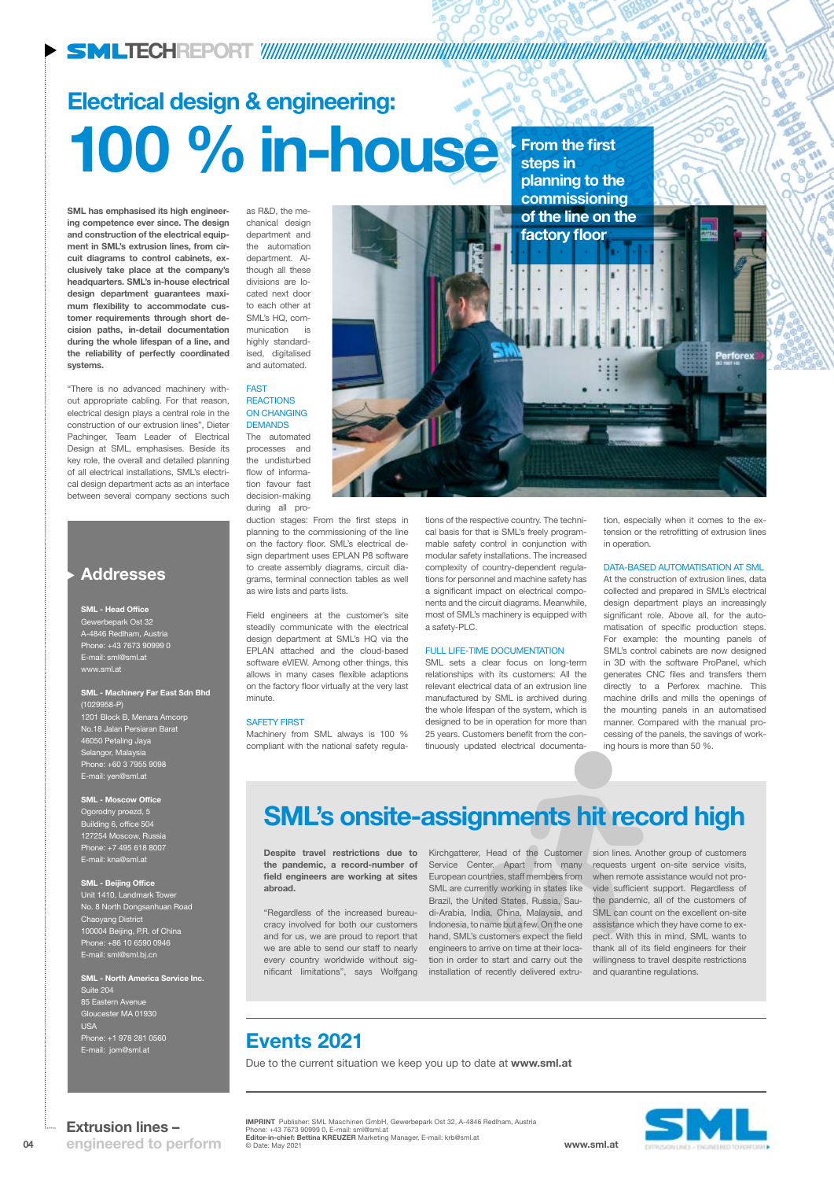## Electrical design & engineering:

# 100 % in-house

**From the first steps in planning to the commissioning of the line on the factory floor**

**SML has emphasised its high engineering competence ever since. The design and construction of the electrical equipment in SML's extrusion lines, from circuit diagrams to control cabinets, exclusively take place at the company's headquarters. SML's in-house electrical design department guarantees maximum flexibility to accommodate customer requirements through short decision paths, in-detail documentation during the whole lifespan of a line, and the reliability of perfectly coordinated systems.**

"There is no advanced machinery without appropriate cabling. For that reason, electrical design plays a central role in the construction of our extrusion lines", Dieter Pachinger, Team Leader of Electrical Design at SML, emphasises. Beside its key role, the overall and detailed planning of all electrical installations, SML's electrical design department acts as an interface between several company sections such as R&D, the mechanical design department and the automation department. Although all these divisions are located next door to each other at SML's HQ, communication is highly standardised, digitalised and automated.

### FAST REACTIONS ON CHANGING DEMANDS

The automated processes and the undisturbed flow of information favour fast decision-making during all production stages: From the first steps in planning to the commissioning of the line on the factory floor. SML's electrical design department uses EPLAN P8 software to create assembly diagrams, circuit diagrams, terminal connection tables as well as wire lists and parts lists.

Field engineers at the customer's site steadily communicate with the electrical design department at SML's HQ via the EPLAN attached and the cloud-based software eVIEW. Among other things, this allows in many cases flexible adaptions on the factory floor virtually at the very last minute.

### SAFETY FIRST

Machinery from SML always is 100 % compliant with the national safety regulations of the respective country. The technical basis for that is SML's freely programmable safety control in conjunction with modular safety installations. The increased complexity of country-dependent regulations for personnel and machine safety has a significant impact on electrical components and the circuit diagrams. Meanwhile, most of SML's machinery is equipped with a safety-PLC.

### FULL LIFE-TIME DOCUMENTATION

SML sets a clear focus on long-term relationships with its customers: All the relevant electrical data of an extrusion line manufactured by SML is archived during the whole lifespan of the system, which is designed to be in operation for more than 25 years. Customers benefit from the continuously updated electrical documentation, especially when it comes to the extension or the retrofitting of extrusion lines in operation.

### DATA-BASED AUTOMATISATION AT SML

At the construction of extrusion lines, data collected and prepared in SML's electrical design department plays an increasingly significant role. Above all, for the automatisation of specific production steps. For example: the mounting panels of SML's control cabinets are now designed in 3D with the software ProPanel, which generates CNC files and transfers them directly to a Perforex machine. This machine drills and mills the openings of the mounting panels in an automatised manner. Compared with the manual processing of the panels, the savings of working hours is more than 50 %.

## SML's onsite-assignments hit record high

**Despite travel restrictions due to the pandemic, a record-number of field engineers are working at sites abroad.**

"Regardless of the increased bureaucracy involved for both our customers and for us, we are proud to report that we are able to send our staff to nearly every country worldwide without significant limitations", says Wolfgang Kirchgatterer, Head of the Customer Service Center. Apart from many European countries, staff members from SML are currently working in states like Brazil, the United States, Russia, Saudi-Arabia, India, China, Malaysia, and Indonesia, to name but a few. On the one hand, SML's customers expect the field engineers to arrive on time at their location in order to start and carry out the installation of recently delivered extrusion lines. Another group of customers requests urgent on-site service visits, when remote assistance would not provide sufficient support. Regardless of the pandemic, all of the customers of SML can count on the excellent on-site assistance which they have come to expect. With this in mind, SML wants to thank all of its field engineers for their willingness to travel despite restrictions and quarantine regulations.

## Addresses

**SML - Head Office**
Gewerbepark Ost 32
A-4846 Redlham, Austria
Phone: +43 7673 90999 0
E-mail: sml@sml.at
www.sml.at

**SML - Machinery Far East Sdn Bhd**
(1029958-P)
1201 Block B, Menara Amcorp
No.18 Jalan Persiaran Barat
46050 Petaling Jaya
Selangor, Malaysia
Phone: +60 3 7955 9098
E-mail: yen@sml.at

**SML - Moscow Office**
Ogorodny proezd, 5
Building 6, office 504
127254 Moscow, Russia
Phone: +7 495 618 8007
E-mail: kna@sml.at

**SML - Beijing Office**
Unit 1410, Landmark Tower
No. 8 North Dongsanhuan Road
Chaoyang District
100004 Beijing, P.R. of China
Phone: +86 10 6590 0946
E-mail: sml@sml.bj.cn

**SML - North America Service Inc.**
Suite 204
85 Eastern Avenue
Gloucester MA 01930
USA
Phone: +1 978 281 0560
E-mail: jom@sml.at

## Events 2021

Due to the current situation we keep you up to date at **www.sml.at**

**IMPRINT** Publisher: SML Maschinen GmbH, Gewerbepark Ost 32, A-4846 Redlham, Austria
Phone: +43 7673 90999 0, E-mail: sml@sml.at
**Editor-in-chief: Bettina KREUZER** Marketing Manager, E-mail: krb@sml.at
© Date: May 2021

**Extrusion lines –** engineered to perform

www.sml.at